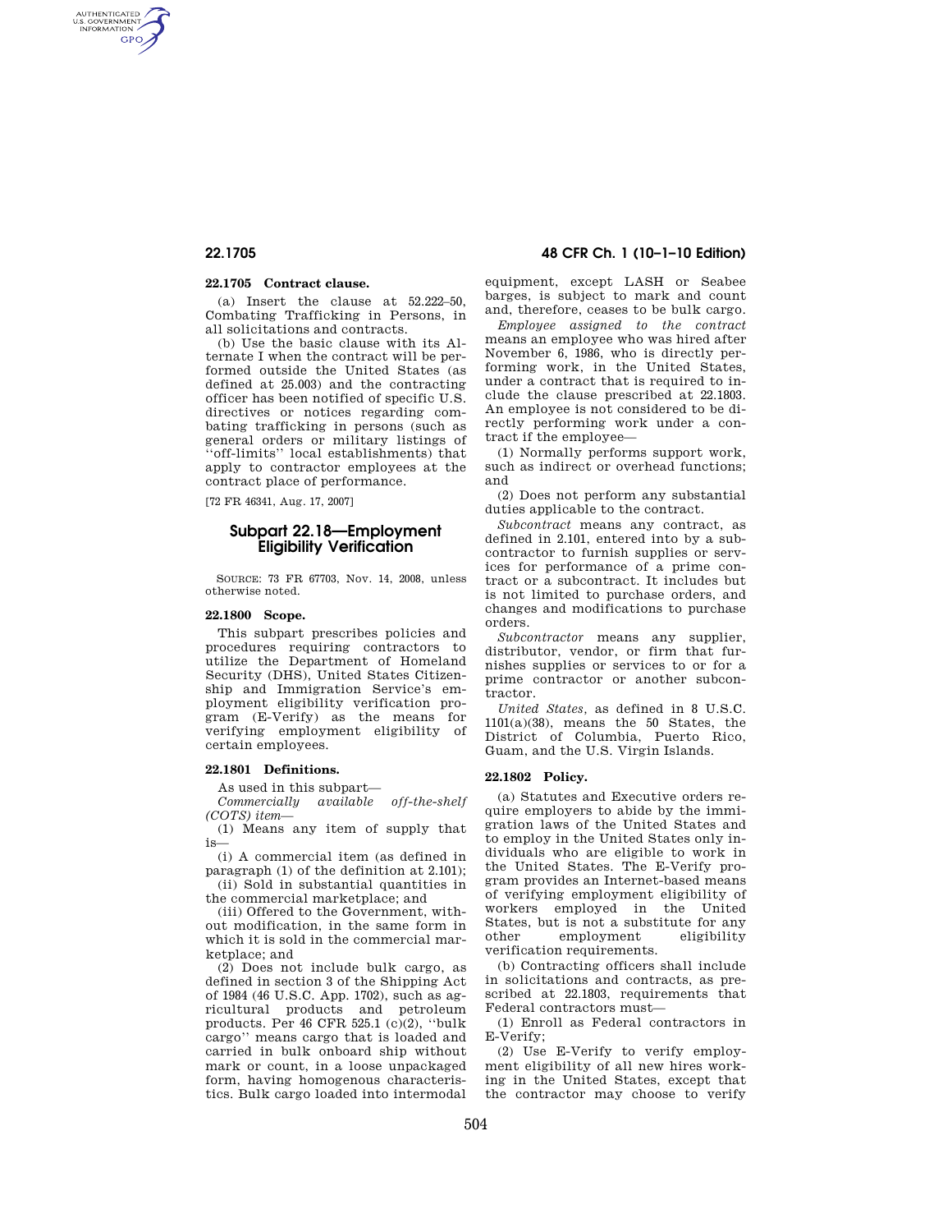### 22.1705 Contract clause.

(a) Insert the clause at 52.222–50, Combating Trafficking in Persons, in all solicitations and contracts.

(b) Use the basic clause with its Alternate I when the contract will be performed outside the United States (as defined at 25.003) and the contracting officer has been notified of specific U.S. directives or notices regarding combating trafficking in persons (such as general orders or military listings of "off-limits" local establishments) that apply to contractor employees at the contract place of performance.

[72 FR 46341, Aug. 17, 2007]

## Subpart 22.18—Employment Eligibility Verification

SOURCE: 73 FR 67703, Nov. 14, 2008, unless otherwise noted.

### 22.1800 Scope.

This subpart prescribes policies and procedures requiring contractors to utilize the Department of Homeland Security (DHS), United States Citizenship and Immigration Service's employment eligibility verification program (E-Verify) as the means for verifying employment eligibility of certain employees.

### 22.1801 Definitions.

As used in this subpart—

*Commercially available off-the-shelf (COTS) item*—

(1) Means any item of supply that is—

(i) A commercial item (as defined in paragraph (1) of the definition at 2.101);

(ii) Sold in substantial quantities in the commercial marketplace; and

(iii) Offered to the Government, without modification, in the same form in which it is sold in the commercial marketplace; and

(2) Does not include bulk cargo, as defined in section 3 of the Shipping Act of 1984 (46 U.S.C. App. 1702), such as agricultural products and petroleum products. Per 46 CFR 525.1 (c)(2), "bulk cargo" means cargo that is loaded and carried in bulk onboard ship without mark or count, in a loose unpackaged form, having homogenous characteristics. Bulk cargo loaded into intermodal equipment, except LASH or Seabee barges, is subject to mark and count and, therefore, ceases to be bulk cargo.

*Employee assigned to the contract* means an employee who was hired after November 6, 1986, who is directly performing work, in the United States, under a contract that is required to include the clause prescribed at 22.1803. An employee is not considered to be directly performing work under a contract if the employee—

(1) Normally performs support work, such as indirect or overhead functions; and

(2) Does not perform any substantial duties applicable to the contract.

*Subcontract* means any contract, as defined in 2.101, entered into by a subcontractor to furnish supplies or services for performance of a prime contract or a subcontract. It includes but is not limited to purchase orders, and changes and modifications to purchase orders.

*Subcontractor* means any supplier, distributor, vendor, or firm that furnishes supplies or services to or for a prime contractor or another subcontractor.

*United States*, as defined in 8 U.S.C. 1101(a)(38), means the 50 States, the District of Columbia, Puerto Rico, Guam, and the U.S. Virgin Islands.

### 22.1802 Policy.

(a) Statutes and Executive orders require employers to abide by the immigration laws of the United States and to employ in the United States only individuals who are eligible to work in the United States. The E-Verify program provides an Internet-based means of verifying employment eligibility of workers employed in the United States, but is not a substitute for any other employment eligibility verification requirements.

(b) Contracting officers shall include in solicitations and contracts, as prescribed at 22.1803, requirements that Federal contractors must—

(1) Enroll as Federal contractors in E-Verify;

(2) Use E-Verify to verify employment eligibility of all new hires working in the United States, except that the contractor may choose to verify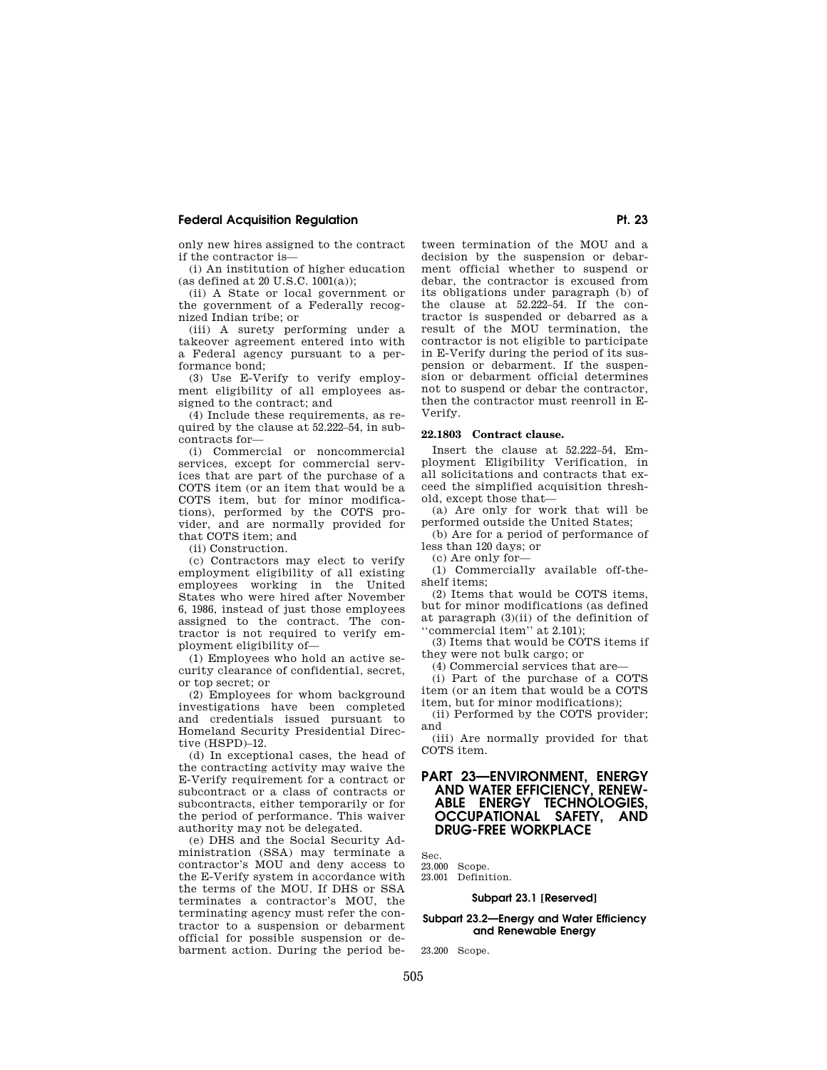only new hires assigned to the contract if the contractor is—

(i) An institution of higher education (as defined at 20 U.S.C. 1001(a));

(ii) A State or local government or the government of a Federally recognized Indian tribe; or

(iii) A surety performing under a takeover agreement entered into with a Federal agency pursuant to a performance bond;

(3) Use E-Verify to verify employment eligibility of all employees assigned to the contract; and

(4) Include these requirements, as required by the clause at 52.222–54, in subcontracts for—

(i) Commercial or noncommercial services, except for commercial services that are part of the purchase of a COTS item (or an item that would be a COTS item, but for minor modifications), performed by the COTS provider, and are normally provided for that COTS item; and

(ii) Construction.

(c) Contractors may elect to verify employment eligibility of all existing employees working in the United States who were hired after November 6, 1986, instead of just those employees assigned to the contract. The contractor is not required to verify employment eligibility of—

(1) Employees who hold an active security clearance of confidential, secret, or top secret; or

(2) Employees for whom background investigations have been completed and credentials issued pursuant to Homeland Security Presidential Directive (HSPD)–12.

(d) In exceptional cases, the head of the contracting activity may waive the E-Verify requirement for a contract or subcontract or a class of contracts or subcontracts, either temporarily or for the period of performance. This waiver authority may not be delegated.

(e) DHS and the Social Security Administration (SSA) may terminate a contractor's MOU and deny access to the E-Verify system in accordance with the terms of the MOU. If DHS or SSA terminates a contractor's MOU, the terminating agency must refer the contractor to a suspension or debarment official for possible suspension or debarment action. During the period between termination of the MOU and a decision by the suspension or debarment official whether to suspend or debar, the contractor is excused from its obligations under paragraph (b) of the clause at 52.222–54. If the contractor is suspended or debarred as a result of the MOU termination, the contractor is not eligible to participate in E-Verify during the period of its suspension or debarment. If the suspension or debarment official determines not to suspend or debar the contractor, then the contractor must reenroll in E-Verify.

**22.1803 Contract clause.**

Insert the clause at 52.222–54, Employment Eligibility Verification, in all solicitations and contracts that exceed the simplified acquisition threshold, except those that—

(a) Are only for work that will be performed outside the United States;

(b) Are for a period of performance of less than 120 days; or

(c) Are only for—

(1) Commercially available off-the-shelf items;

(2) Items that would be COTS items, but for minor modifications (as defined at paragraph (3)(ii) of the definition of ''commercial item'' at 2.101);

(3) Items that would be COTS items if they were not bulk cargo; or

(4) Commercial services that are—

(i) Part of the purchase of a COTS item (or an item that would be a COTS item, but for minor modifications);

(ii) Performed by the COTS provider; and

(iii) Are normally provided for that COTS item.

# PART 23—ENVIRONMENT, ENERGY AND WATER EFFICIENCY, RENEWABLE ENERGY TECHNOLOGIES, OCCUPATIONAL SAFETY, AND DRUG-FREE WORKPLACE

Sec.
23.000 Scope.
23.001 Definition.

### Subpart 23.1 [Reserved]

### Subpart 23.2—Energy and Water Efficiency and Renewable Energy

23.200 Scope.